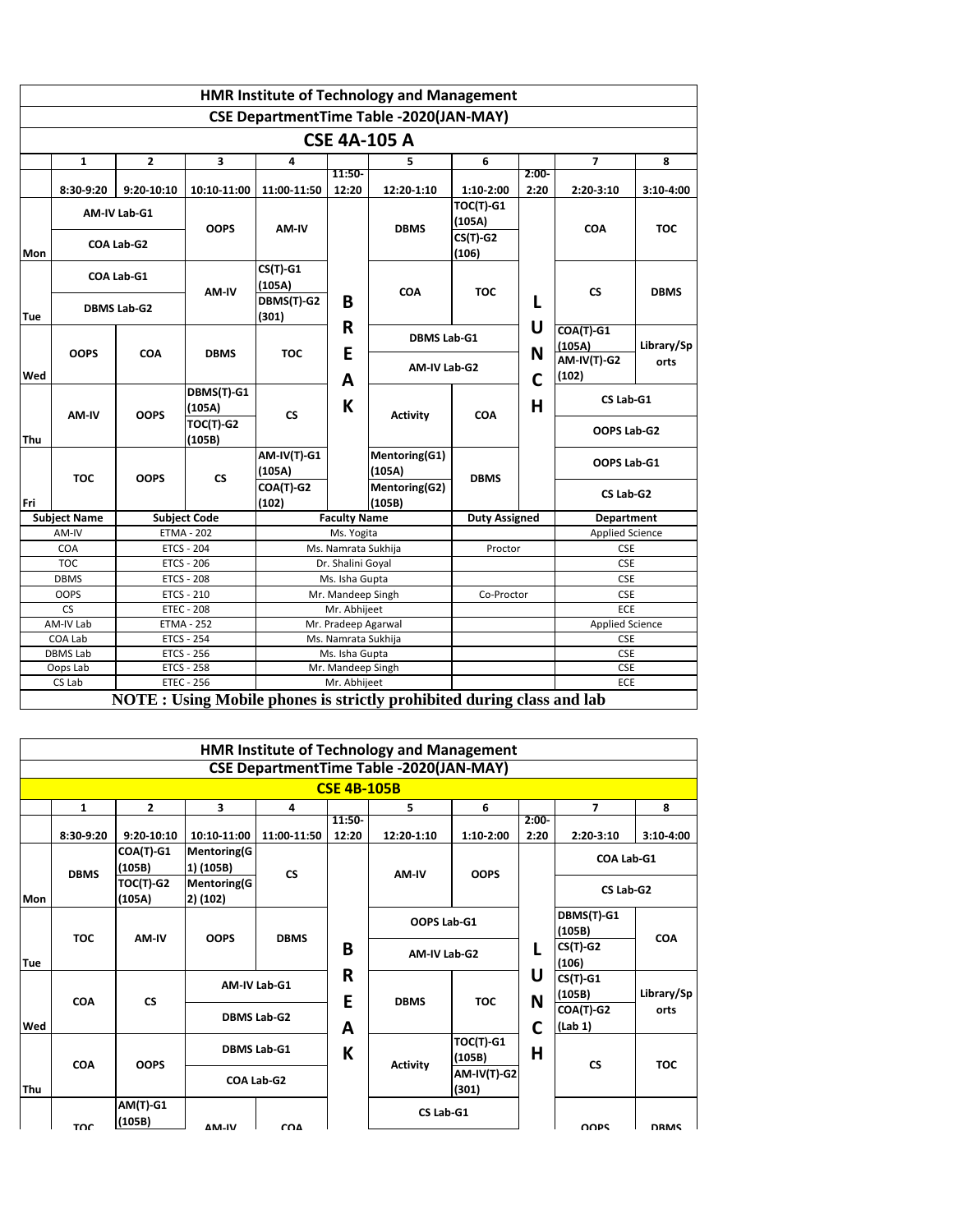## HMR Institute of Technology and Management

### CSE DepartmentTime Table -2020(JAN-MAY)

### CSE 4A-105 A

| | 1 | 2 | 3 | 4 | | 5 | 6 | | 7 | 8 |
|---|---|---|---|---|---|---|---|---|---|---|
| | 8:30-9:20 | 9:20-10:10 | 10:10-11:00 | 11:00-11:50 | 11:50-12:20 | 12:20-1:10 | 1:10-2:00 | 2:00-2:20 | 2:20-3:10 | 3:10-4:00 |
| Mon | AM-IV Lab-G1 / COA Lab-G2 | | OOPS | AM-IV | BREAK | DBMS | TOC(T)-G1 (105A) / CS(T)-G2 (106) | LUNCH | COA | TOC |
| Tue | COA Lab-G1 / DBMS Lab-G2 | | AM-IV | CS(T)-G1 (105A) / DBMS(T)-G2 (301) | BREAK | COA | TOC | LUNCH | CS | DBMS |
| Wed | OOPS | COA | DBMS | TOC | BREAK | DBMS Lab-G1 / AM-IV Lab-G2 | | LUNCH | COA(T)-G1 (105A) / AM-IV(T)-G2 (102) | Library/Sports |
| Thu | AM-IV | OOPS | DBMS(T)-G1 (105A) / TOC(T)-G2 (105B) | CS | BREAK | Activity | COA | LUNCH | CS Lab-G1 / OOPS Lab-G2 | |
| Fri | TOC | OOPS | CS | AM-IV(T)-G1 (105A) / COA(T)-G2 (102) | BREAK | Mentoring(G1) (105A) / Mentoring(G2) (105B) | DBMS | LUNCH | OOPS Lab-G1 / CS Lab-G2 | |

| Subject Name | Subject Code | Faculty Name | Duty Assigned | Department |
|---|---|---|---|---|
| AM-IV | ETMA - 202 | Ms. Yogita | | Applied Science |
| COA | ETCS - 204 | Ms. Namrata Sukhija | Proctor | CSE |
| TOC | ETCS - 206 | Dr. Shalini Goyal | | CSE |
| DBMS | ETCS - 208 | Ms. Isha Gupta | | CSE |
| OOPS | ETCS - 210 | Mr. Mandeep Singh | Co-Proctor | CSE |
| CS | ETEC - 208 | Mr. Abhijeet | | ECE |
| AM-IV Lab | ETMA - 252 | Mr. Pradeep Agarwal | | Applied Science |
| COA Lab | ETCS - 254 | Ms. Namrata Sukhija | | CSE |
| DBMS Lab | ETCS - 256 | Ms. Isha Gupta | | CSE |
| Oops Lab | ETCS - 258 | Mr. Mandeep Singh | | CSE |
| CS Lab | ETEC - 256 | Mr. Abhijeet | | ECE |

**NOTE : Using Mobile phones is strictly prohibited during class and lab**

## HMR Institute of Technology and Management

### CSE DepartmentTime Table -2020(JAN-MAY)

### CSE 4B-105B

| | 1 | 2 | 3 | 4 | | 5 | 6 | | 7 | 8 |
|---|---|---|---|---|---|---|---|---|---|---|
| | 8:30-9:20 | 9:20-10:10 | 10:10-11:00 | 11:00-11:50 | 11:50-12:20 | 12:20-1:10 | 1:10-2:00 | 2:00-2:20 | 2:20-3:10 | 3:10-4:00 |
| Mon | DBMS | COA(T)-G1 (105B) / TOC(T)-G2 (105A) | Mentoring(G1) (105B) / Mentoring(G2) (102) | CS | BREAK | AM-IV | OOPS | LUNCH | COA Lab-G1 / CS Lab-G2 | |
| Tue | TOC | AM-IV | OOPS | DBMS | BREAK | OOPS Lab-G1 / AM-IV Lab-G2 | | LUNCH | DBMS(T)-G1 (105B) / CS(T)-G2 (106) | COA |
| Wed | COA | CS | AM-IV Lab-G1 / DBMS Lab-G2 | | BREAK | DBMS | TOC | LUNCH | CS(T)-G1 (105B) / COA(T)-G2 (Lab 1) | Library/Sports |
| Thu | COA | OOPS | DBMS Lab-G1 / COA Lab-G2 | | BREAK | Activity | TOC(T)-G1 (105B) / AM-IV(T)-G2 (301) | LUNCH | CS | TOC |
| | TOC | AM(T)-G1 (105B) | AM-IV | COA | | CS Lab-G1 | | | OOPS | DBMS |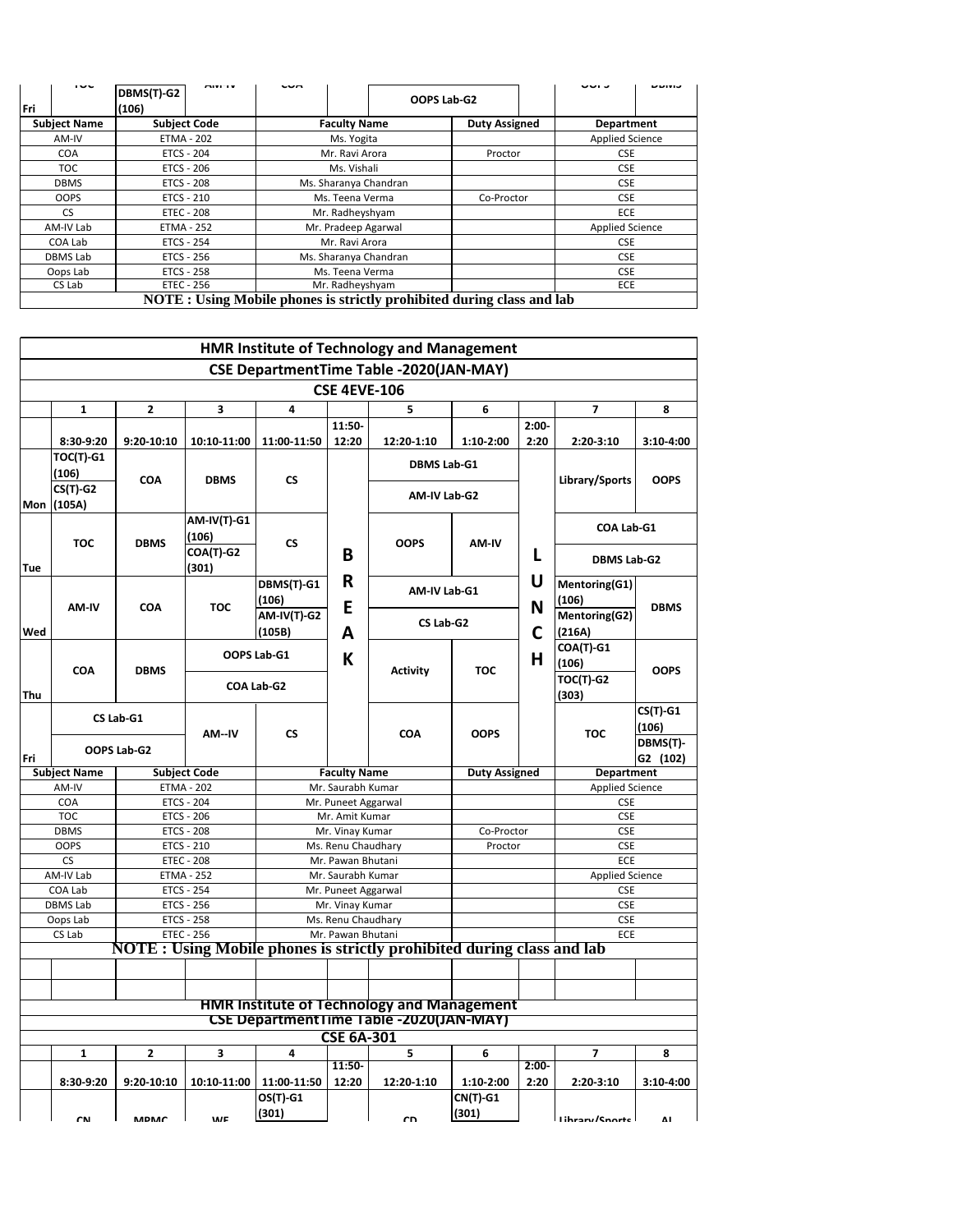| | TOC | DBMS(T)-G2 (106) | AM-IV | COA | | OOPS Lab-G2 | | | OOPS | DBMS |
|---|---|---|---|---|---|---|---|---|---|---|
| Fri | | | | | | | | | | |

| Subject Name | Subject Code | Faculty Name | Duty Assigned | Department |
|---|---|---|---|---|
| AM-IV | ETMA - 202 | Ms. Yogita | | Applied Science |
| COA | ETCS - 204 | Mr. Ravi Arora | Proctor | CSE |
| TOC | ETCS - 206 | Ms. Vishali | | CSE |
| DBMS | ETCS - 208 | Ms. Sharanya Chandran | | CSE |
| OOPS | ETCS - 210 | Ms. Teena Verma | Co-Proctor | CSE |
| CS | ETEC - 208 | Mr. Radheyshyam | | ECE |
| AM-IV Lab | ETMA - 252 | Mr. Pradeep Agarwal | | Applied Science |
| COA Lab | ETCS - 254 | Mr. Ravi Arora | | CSE |
| DBMS Lab | ETCS - 256 | Ms. Sharanya Chandran | | CSE |
| Oops Lab | ETCS - 258 | Ms. Teena Verma | | CSE |
| CS Lab | ETEC - 256 | Mr. Radheyshyam | | ECE |

**NOTE : Using Mobile phones is strictly prohibited during class and lab**

# HMR Institute of Technology and Management

## CSE DepartmentTime Table -2020(JAN-MAY)

### CSE 4EVE-106

| | 1 | 2 | 3 | 4 | | 5 | 6 | | 7 | 8 |
|---|---|---|---|---|---|---|---|---|---|---|
| | 8:30-9:20 | 9:20-10:10 | 10:10-11:00 | 11:00-11:50 | 11:50-12:20 | 12:20-1:10 | 1:10-2:00 | 2:00-2:20 | 2:20-3:10 | 3:10-4:00 |
| Mon | TOC(T)-G1 (106) / CS(T)-G2 (105A) | COA | DBMS | CS | | DBMS Lab-G1 / AM-IV Lab-G2 | | | Library/Sports | OOPS |
| Tue | TOC | DBMS | AM-IV(T)-G1 (106) / COA(T)-G2 (301) | CS | B | OOPS | AM-IV | L | COA Lab-G1 / DBMS Lab-G2 | |
| Wed | AM-IV | COA | TOC | DBMS(T)-G1 (106) / AM-IV(T)-G2 (105B) | R E A | AM-IV Lab-G1 / CS Lab-G2 | | U N C | Mentoring(G1) (106) / Mentoring(G2) (216A) | DBMS |
| Thu | COA | DBMS | OOPS Lab-G1 / COA Lab-G2 | | K | Activity | TOC | H | COA(T)-G1 (106) / TOC(T)-G2 (303) | OOPS |
| Fri | CS Lab-G1 / OOPS Lab-G2 | | AM--IV | CS | | COA | OOPS | | TOC | CS(T)-G1 (106) / DBMS(T)-G2 (102) |

| Subject Name | Subject Code | Faculty Name | Duty Assigned | Department |
|---|---|---|---|---|
| AM-IV | ETMA - 202 | Mr. Saurabh Kumar | | Applied Science |
| COA | ETCS - 204 | Mr. Puneet Aggarwal | | CSE |
| TOC | ETCS - 206 | Mr. Amit Kumar | | CSE |
| DBMS | ETCS - 208 | Mr. Vinay Kumar | Co-Proctor | CSE |
| OOPS | ETCS - 210 | Ms. Renu Chaudhary | Proctor | CSE |
| CS | ETEC - 208 | Mr. Pawan Bhutani | | ECE |
| AM-IV Lab | ETMA - 252 | Mr. Saurabh Kumar | | Applied Science |
| COA Lab | ETCS - 254 | Mr. Puneet Aggarwal | | CSE |
| DBMS Lab | ETCS - 256 | Mr. Vinay Kumar | | CSE |
| Oops Lab | ETCS - 258 | Ms. Renu Chaudhary | | CSE |
| CS Lab | ETEC - 256 | Mr. Pawan Bhutani | | ECE |

**NOTE : Using Mobile phones is strictly prohibited during class and lab**

# HMR Institute of Technology and Management

## CSE DepartmentTime Table -2020(JAN-MAY)

### CSE 6A-301

| | 1 | 2 | 3 | 4 | | 5 | 6 | | 7 | 8 |
|---|---|---|---|---|---|---|---|---|---|---|
| | 8:30-9:20 | 9:20-10:10 | 10:10-11:00 | 11:00-11:50 | 11:50-12:20 | 12:20-1:10 | 1:10-2:00 | 2:00-2:20 | 2:20-3:10 | 3:10-4:00 |
| | CN | MPMC | WE | OS(T)-G1 (301) | | CD | CN(T)-G1 (301) | | Library/Sports | AI |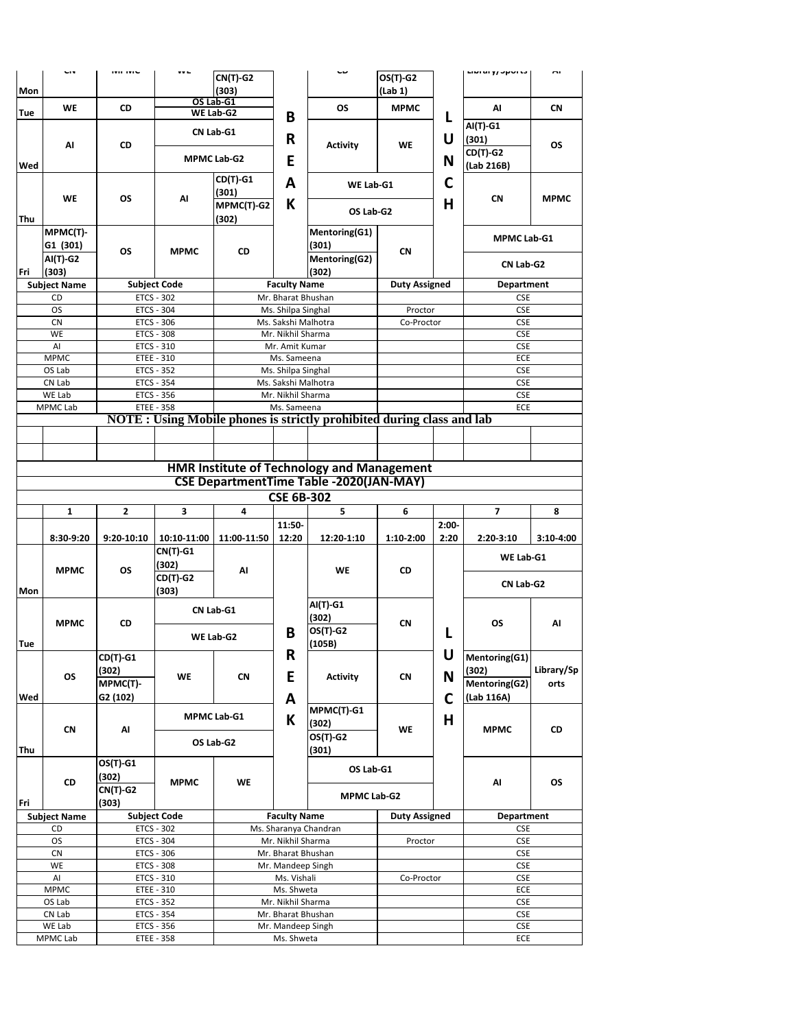| Mon | CN | MPMC | WE | CN(T)-G2 (303) | | CD | OS(T)-G2 (Lab 1) | | Library/Sports | AI |
|---|---|---|---|---|---|---|---|---|---|---|
| Tue | WE | CD | OS Lab-G1 / WE Lab-G2 | | B | OS | MPMC | L | AI | CN |
| Wed | AI | CD | CN Lab-G1 / MPMC Lab-G2 | | R | Activity | WE | U | AI(T)-G1 (301) / CD(T)-G2 (Lab 216B) | OS |
| Thu | WE | OS | AI | CD(T)-G1 (301) / MPMC(T)-G2 (302) | E A K | WE Lab-G1 / OS Lab-G2 | | N C H | CN | MPMC |
| Fri | MPMC(T)-G1 (301) / AI(T)-G2 (303) | OS | MPMC | CD | | Mentoring(G1) (301) / Mentoring(G2) (302) | CN | | MPMC Lab-G1 / CN Lab-G2 | |

| Subject Name | Subject Code | Faculty Name | Duty Assigned | Department |
|---|---|---|---|---|
| CD | ETCS - 302 | Mr. Bharat Bhushan | | CSE |
| OS | ETCS - 304 | Ms. Shilpa Singhal | Proctor | CSE |
| CN | ETCS - 306 | Ms. Sakshi Malhotra | Co-Proctor | CSE |
| WE | ETCS - 308 | Mr. Nikhil Sharma | | CSE |
| AI | ETCS - 310 | Mr. Amit Kumar | | CSE |
| MPMC | ETEE - 310 | Ms. Sameena | | ECE |
| OS Lab | ETCS - 352 | Ms. Shilpa Singhal | | CSE |
| CN Lab | ETCS - 354 | Ms. Sakshi Malhotra | | CSE |
| WE Lab | ETCS - 356 | Mr. Nikhil Sharma | | CSE |
| MPMC Lab | ETEE - 358 | Ms. Sameena | | ECE |

**NOTE : Using Mobile phones is strictly prohibited during class and lab**

## HMR Institute of Technology and Management

## CSE DepartmentTime Table -2020(JAN-MAY)

### CSE 6B-302

| | 1 | 2 | 3 | 4 | | 5 | 6 | | 7 | 8 |
|---|---|---|---|---|---|---|---|---|---|---|
| | 8:30-9:20 | 9:20-10:10 | 10:10-11:00 | 11:00-11:50 | 11:50-12:20 | 12:20-1:10 | 1:10-2:00 | 2:00-2:20 | 2:20-3:10 | 3:10-4:00 |
| Mon | MPMC | OS | CN(T)-G1 (302) / CD(T)-G2 (303) | AI | | WE | CD | | WE Lab-G1 / CN Lab-G2 | |
| Tue | MPMC | CD | CN Lab-G1 / WE Lab-G2 | | B | AI(T)-G1 (302) / OS(T)-G2 (105B) | CN | L | OS | AI |
| Wed | OS | CD(T)-G1 (302) / MPMC(T)-G2 (102) | WE | CN | R E | Activity | CN | U N | Mentoring(G1) (302) / Mentoring(G2) (Lab 116A) | Library/Sports |
| Thu | CN | AI | MPMC Lab-G1 / OS Lab-G2 | | A K | MPMC(T)-G1 (302) / OS(T)-G2 (301) | WE | C H | MPMC | CD |
| Fri | CD | OS(T)-G1 (302) / CN(T)-G2 (303) | MPMC | WE | | OS Lab-G1 / MPMC Lab-G2 | | | AI | OS |

| Subject Name | Subject Code | Faculty Name | Duty Assigned | Department |
|---|---|---|---|---|
| CD | ETCS - 302 | Ms. Sharanya Chandran | | CSE |
| OS | ETCS - 304 | Mr. Nikhil Sharma | Proctor | CSE |
| CN | ETCS - 306 | Mr. Bharat Bhushan | | CSE |
| WE | ETCS - 308 | Mr. Mandeep Singh | | CSE |
| AI | ETCS - 310 | Ms. Vishali | Co-Proctor | CSE |
| MPMC | ETEE - 310 | Ms. Shweta | | ECE |
| OS Lab | ETCS - 352 | Mr. Nikhil Sharma | | CSE |
| CN Lab | ETCS - 354 | Mr. Bharat Bhushan | | CSE |
| WE Lab | ETCS - 356 | Mr. Mandeep Singh | | CSE |
| MPMC Lab | ETEE - 358 | Ms. Shweta | | ECE |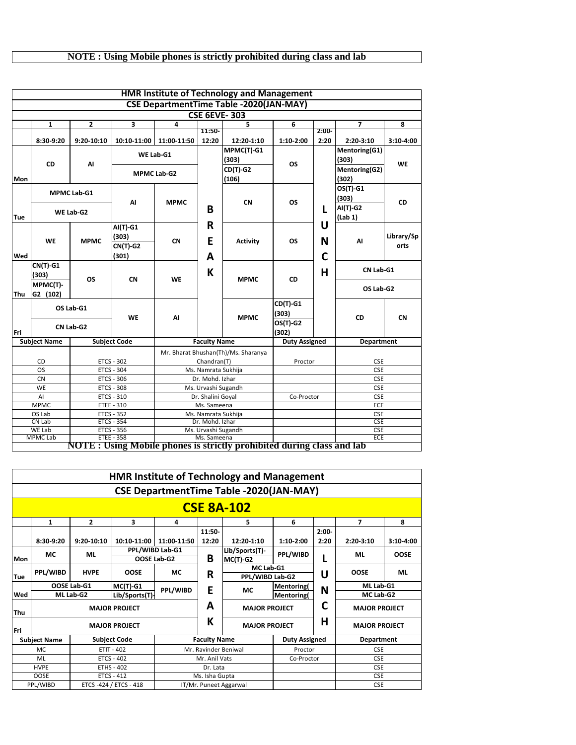**NOTE : Using Mobile phones is strictly prohibited during class and lab**

## HMR Institute of Technology and Management

### CSE DepartmentTime Table -2020(JAN-MAY)

### CSE 6EVE- 303

| | 1 | 2 | 3 | 4 | | 5 | 6 | | 7 | 8 |
|---|---|---|---|---|---|---|---|---|---|---|
| | 8:30-9:20 | 9:20-10:10 | 10:10-11:00 | 11:00-11:50 | 11:50-12:20 | 12:20-1:10 | 1:10-2:00 | 2:00-2:20 | 2:20-3:10 | 3:10-4:00 |
| Mon | CD | AI | WE Lab-G1 / MPMC Lab-G2 | | BREAK | MPMC(T)-G1 (303) / CD(T)-G2 (106) | OS | LUNCH | Mentoring(G1) (303) / Mentoring(G2) (302) | WE |
| Tue | MPMC Lab-G1 / WE Lab-G2 | | AI | MPMC | | CN | OS | | OS(T)-G1 (303) / AI(T)-G2 (Lab 1) | CD |
| Wed | WE | MPMC | AI(T)-G1 (303) / CN(T)-G2 (301) | CN | | Activity | OS | | AI | Library/Sports |
| Thu | CN(T)-G1 (303) / MPMC(T)-G2 (102) | OS | CN | WE | | MPMC | CD | | CN Lab-G1 / OS Lab-G2 | |
| Fri | OS Lab-G1 / CN Lab-G2 | | WE | AI | | MPMC | CD(T)-G1 (303) / OS(T)-G2 (302) | | CD | CN |

| Subject Name | Subject Code | Faculty Name | Duty Assigned | Department |
|---|---|---|---|---|
| CD | ETCS - 302 | Mr. Bharat Bhushan(Th)/Ms. Sharanya Chandran(T) | Proctor | CSE |
| OS | ETCS - 304 | Ms. Namrata Sukhija | | CSE |
| CN | ETCS - 306 | Dr. Mohd. Izhar | | CSE |
| WE | ETCS - 308 | Ms. Urvashi Sugandh | | CSE |
| AI | ETCS - 310 | Dr. Shalini Goyal | Co-Proctor | CSE |
| MPMC | ETEE - 310 | Ms. Sameena | | ECE |
| OS Lab | ETCS - 352 | Ms. Namrata Sukhija | | CSE |
| CN Lab | ETCS - 354 | Dr. Mohd. Izhar | | CSE |
| WE Lab | ETCS - 356 | Ms. Urvashi Sugandh | | CSE |
| MPMC Lab | ETEE - 358 | Ms. Sameena | | ECE |

**NOTE : Using Mobile phones is strictly prohibited during class and lab**

## HMR Institute of Technology and Management

### CSE DepartmentTime Table -2020(JAN-MAY)

### CSE 8A-102

| | 1 | 2 | 3 | 4 | | 5 | 6 | | 7 | 8 |
|---|---|---|---|---|---|---|---|---|---|---|
| | 8:30-9:20 | 9:20-10:10 | 10:10-11:00 | 11:00-11:50 | 11:50-12:20 | 12:20-1:10 | 1:10-2:00 | 2:00-2:20 | 2:20-3:10 | 3:10-4:00 |
| Mon | MC | ML | PPL/WIBD Lab-G1 / OOSE Lab-G2 | | BREAK | Lib/Sports(T)- / MC(T)-G2 | PPL/WIBD | LUNCH | ML | OOSE |
| Tue | PPL/WIBD | HVPE | OOSE | MC | | MC Lab-G1 / PPL/WIBD Lab-G2 | | | OOSE | ML |
| Wed | OOSE Lab-G1 / ML Lab-G2 | | MC(T)-G1 / Lib/Sports(T)- | PPL/WIBD | | MC | Mentoring( / Mentoring( | | ML Lab-G1 / MC Lab-G2 | |
| Thu | MAJOR PROJECT | | | | | MAJOR PROJECT | | | MAJOR PROJECT | |
| Fri | MAJOR PROJECT | | | | | MAJOR PROJECT | | | MAJOR PROJECT | |

| Subject Name | Subject Code | Faculty Name | Duty Assigned | Department |
|---|---|---|---|---|
| MC | ETIT - 402 | Mr. Ravinder Beniwal | Proctor | CSE |
| ML | ETCS - 402 | Mr. Anil Vats | Co-Proctor | CSE |
| HVPE | ETHS - 402 | Dr. Lata | | CSE |
| OOSE | ETCS - 412 | Ms. Isha Gupta | | CSE |
| PPL/WIBD | ETCS -424 / ETCS - 418 | IT/Mr. Puneet Aggarwal | | CSE |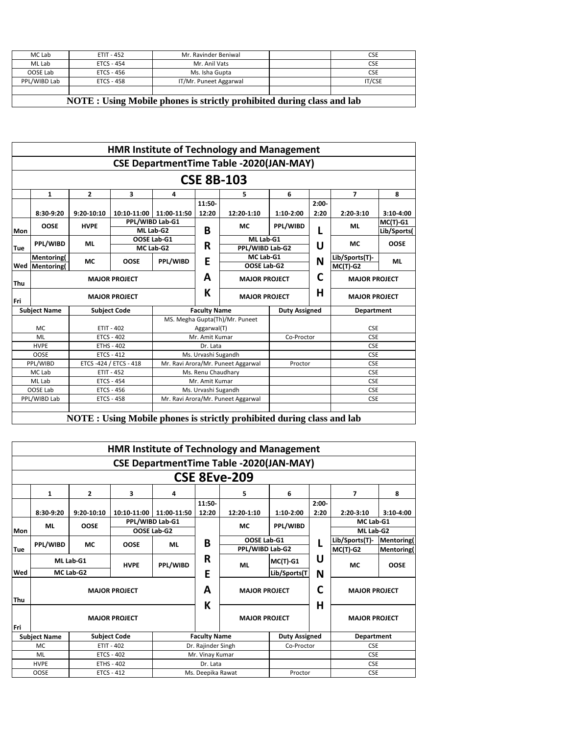| MC Lab | ETIT - 452 | Mr. Ravinder Beniwal | | CSE |
|---|---|---|---|---|
| ML Lab | ETCS - 454 | Mr. Anil Vats | | CSE |
| OOSE Lab | ETCS - 456 | Ms. Isha Gupta | | CSE |
| PPL/WIBD Lab | ETCS - 458 | IT/Mr. Puneet Aggarwal | | IT/CSE |
| | | | | |

**NOTE : Using Mobile phones is strictly prohibited during class and lab**

## HMR Institute of Technology and Management

## CSE DepartmentTime Table -2020(JAN-MAY)

## CSE 8B-103

| | 1 | 2 | 3 | 4 | | 5 | 6 | | 7 | 8 |
|---|---|---|---|---|---|---|---|---|---|---|
| | 8:30-9:20 | 9:20-10:10 | 10:10-11:00 | 11:00-11:50 | 11:50-12:20 | 12:20-1:10 | 1:10-2:00 | 2:00-2:20 | 2:20-3:10 | 3:10-4:00 |
| Mon | OOSE | HVPE | PPL/WIBD Lab-G1 / ML Lab-G2 | | B | MC | PPL/WIBD | L | ML | MC(T)-G1 / Lib/Sports( |
| Tue | PPL/WIBD | ML | OOSE Lab-G1 / MC Lab-G2 | | R | ML Lab-G1 / PPL/WIBD Lab-G2 | | U | MC | OOSE |
| Wed | Mentoring( / Mentoring( | MC | OOSE | PPL/WIBD | E | MC Lab-G1 / OOSE Lab-G2 | | N | Lib/Sports(T)- / MC(T)-G2 | ML |
| Thu | MAJOR PROJECT | | | | A | MAJOR PROJECT | | C | MAJOR PROJECT | |
| Fri | MAJOR PROJECT | | | | K | MAJOR PROJECT | | H | MAJOR PROJECT | |

| Subject Name | Subject Code | Faculty Name | Duty Assigned | Department |
|---|---|---|---|---|
| MC | ETIT - 402 | MS. Megha Gupta(Th)/Mr. Puneet Aggarwal(T) | | CSE |
| ML | ETCS - 402 | Mr. Amit Kumar | Co-Proctor | CSE |
| HVPE | ETHS - 402 | Dr. Lata | | CSE |
| OOSE | ETCS - 412 | Ms. Urvashi Sugandh | | CSE |
| PPL/WIBD | ETCS -424 / ETCS - 418 | Mr. Ravi Arora/Mr. Puneet Aggarwal | Proctor | CSE |
| MC Lab | ETIT - 452 | Ms. Renu Chaudhary | | CSE |
| ML Lab | ETCS - 454 | Mr. Amit Kumar | | CSE |
| OOSE Lab | ETCS - 456 | Ms. Urvashi Sugandh | | CSE |
| PPL/WIBD Lab | ETCS - 458 | Mr. Ravi Arora/Mr. Puneet Aggarwal | | CSE |
| | | | | |

**NOTE : Using Mobile phones is strictly prohibited during class and lab**

## HMR Institute of Technology and Management

## CSE DepartmentTime Table -2020(JAN-MAY)

## CSE 8Eve-209

| | 1 | 2 | 3 | 4 | | 5 | 6 | | 7 | 8 |
|---|---|---|---|---|---|---|---|---|---|---|
| | 8:30-9:20 | 9:20-10:10 | 10:10-11:00 | 11:00-11:50 | 11:50-12:20 | 12:20-1:10 | 1:10-2:00 | 2:00-2:20 | 2:20-3:10 | 3:10-4:00 |
| Mon | ML | OOSE | PPL/WIBD Lab-G1 / OOSE Lab-G2 | | | MC | PPL/WIBD | | MC Lab-G1 / ML Lab-G2 | |
| Tue | PPL/WIBD | MC | OOSE | ML | B | OOSE Lab-G1 / PPL/WIBD Lab-G2 | | L | Lib/Sports(T)- / MC(T)-G2 | Mentoring( / Mentoring( |
| Wed | ML Lab-G1 / MC Lab-G2 | | HVPE | PPL/WIBD | R E | ML | MC(T)-G1 / Lib/Sports(T | U N | MC | OOSE |
| Thu | MAJOR PROJECT | | | | A | MAJOR PROJECT | | C | MAJOR PROJECT | |
| Fri | MAJOR PROJECT | | | | K | MAJOR PROJECT | | H | MAJOR PROJECT | |

| Subject Name | Subject Code | Faculty Name | Duty Assigned | Department |
|---|---|---|---|---|
| MC | ETIT - 402 | Dr. Rajinder Singh | Co-Proctor | CSE |
| ML | ETCS - 402 | Mr. Vinay Kumar | | CSE |
| HVPE | ETHS - 402 | Dr. Lata | | CSE |
| OOSE | ETCS - 412 | Ms. Deepika Rawat | Proctor | CSE |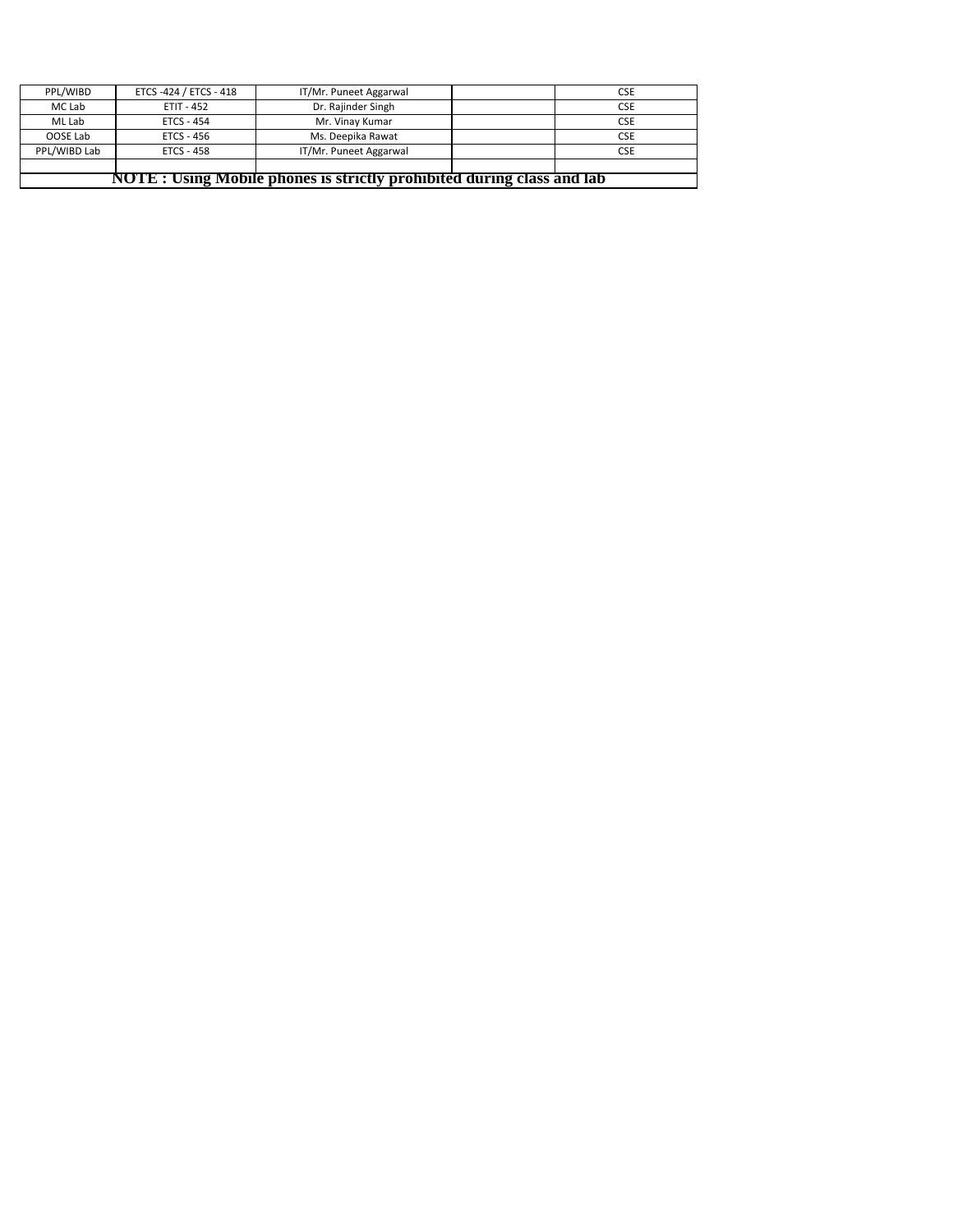| | | | | |
|---|---|---|---|---|
| PPL/WIBD | ETCS -424 / ETCS - 418 | IT/Mr. Puneet Aggarwal | | CSE |
| MC Lab | ETIT - 452 | Dr. Rajinder Singh | | CSE |
| ML Lab | ETCS - 454 | Mr. Vinay Kumar | | CSE |
| OOSE Lab | ETCS - 456 | Ms. Deepika Rawat | | CSE |
| PPL/WIBD Lab | ETCS - 458 | IT/Mr. Puneet Aggarwal | | CSE |
| | | | | |

**NOTE : Using Mobile phones is strictly prohibited during class and lab**